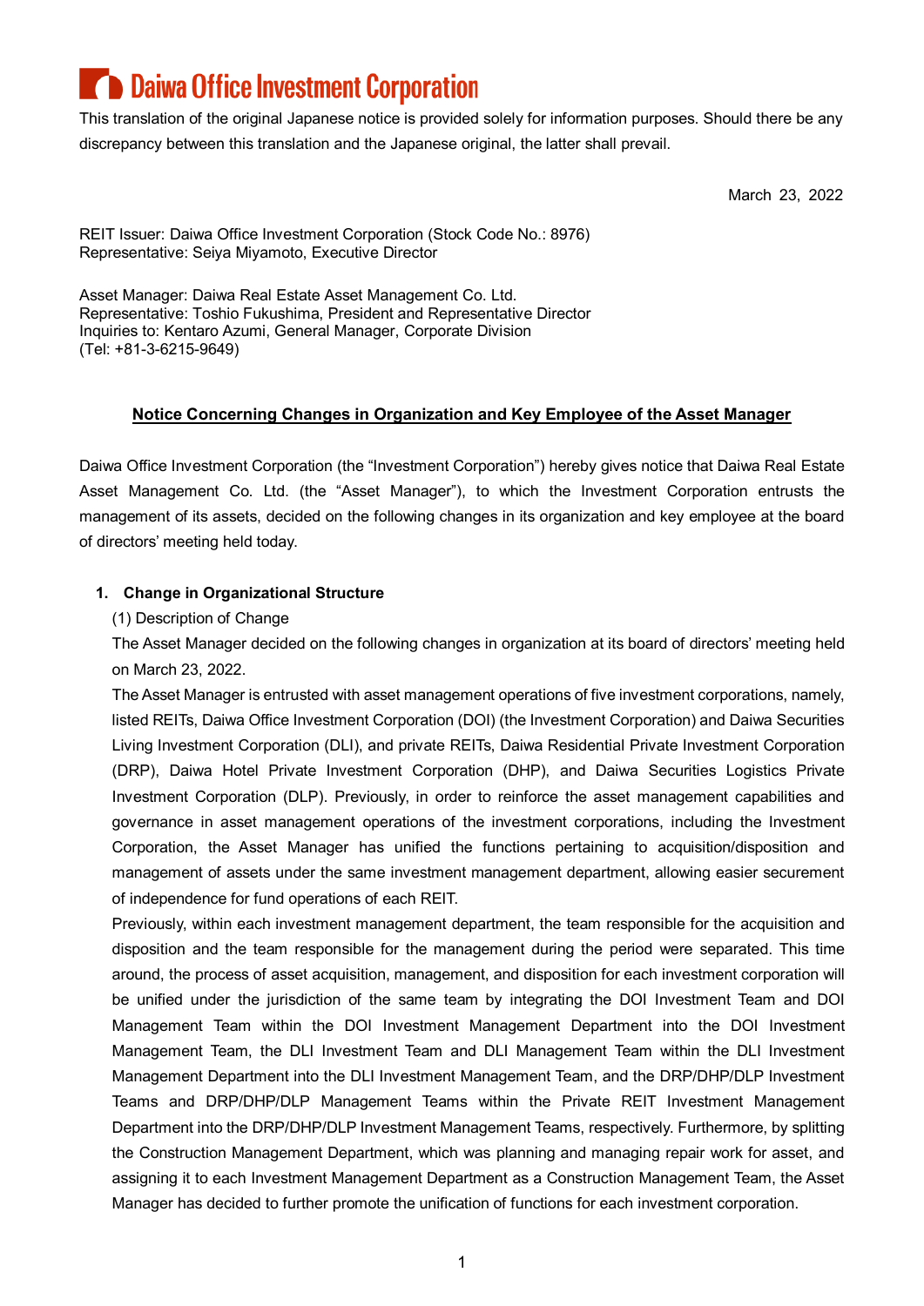# Daiwa Office Investment Corporation

This translation of the original Japanese notice is provided solely for information purposes. Should there be any discrepancy between this translation and the Japanese original, the latter shall prevail.

March 23, 2022

REIT Issuer: Daiwa Office Investment Corporation (Stock Code No.: 8976)
Representative: Seiya Miyamoto, Executive Director

Asset Manager: Daiwa Real Estate Asset Management Co. Ltd.
Representative: Toshio Fukushima, President and Representative Director
Inquiries to: Kentaro Azumi, General Manager, Corporate Division
(Tel: +81-3-6215-9649)

## Notice Concerning Changes in Organization and Key Employee of the Asset Manager

Daiwa Office Investment Corporation (the "Investment Corporation") hereby gives notice that Daiwa Real Estate Asset Management Co. Ltd. (the "Asset Manager"), to which the Investment Corporation entrusts the management of its assets, decided on the following changes in its organization and key employee at the board of directors' meeting held today.

### 1. Change in Organizational Structure

(1) Description of Change

The Asset Manager decided on the following changes in organization at its board of directors' meeting held on March 23, 2022.

The Asset Manager is entrusted with asset management operations of five investment corporations, namely, listed REITs, Daiwa Office Investment Corporation (DOI) (the Investment Corporation) and Daiwa Securities Living Investment Corporation (DLI), and private REITs, Daiwa Residential Private Investment Corporation (DRP), Daiwa Hotel Private Investment Corporation (DHP), and Daiwa Securities Logistics Private Investment Corporation (DLP). Previously, in order to reinforce the asset management capabilities and governance in asset management operations of the investment corporations, including the Investment Corporation, the Asset Manager has unified the functions pertaining to acquisition/disposition and management of assets under the same investment management department, allowing easier securement of independence for fund operations of each REIT.

Previously, within each investment management department, the team responsible for the acquisition and disposition and the team responsible for the management during the period were separated. This time around, the process of asset acquisition, management, and disposition for each investment corporation will be unified under the jurisdiction of the same team by integrating the DOI Investment Team and DOI Management Team within the DOI Investment Management Department into the DOI Investment Management Team, the DLI Investment Team and DLI Management Team within the DLI Investment Management Department into the DLI Investment Management Team, and the DRP/DHP/DLP Investment Teams and DRP/DHP/DLP Management Teams within the Private REIT Investment Management Department into the DRP/DHP/DLP Investment Management Teams, respectively. Furthermore, by splitting the Construction Management Department, which was planning and managing repair work for asset, and assigning it to each Investment Management Department as a Construction Management Team, the Asset Manager has decided to further promote the unification of functions for each investment corporation.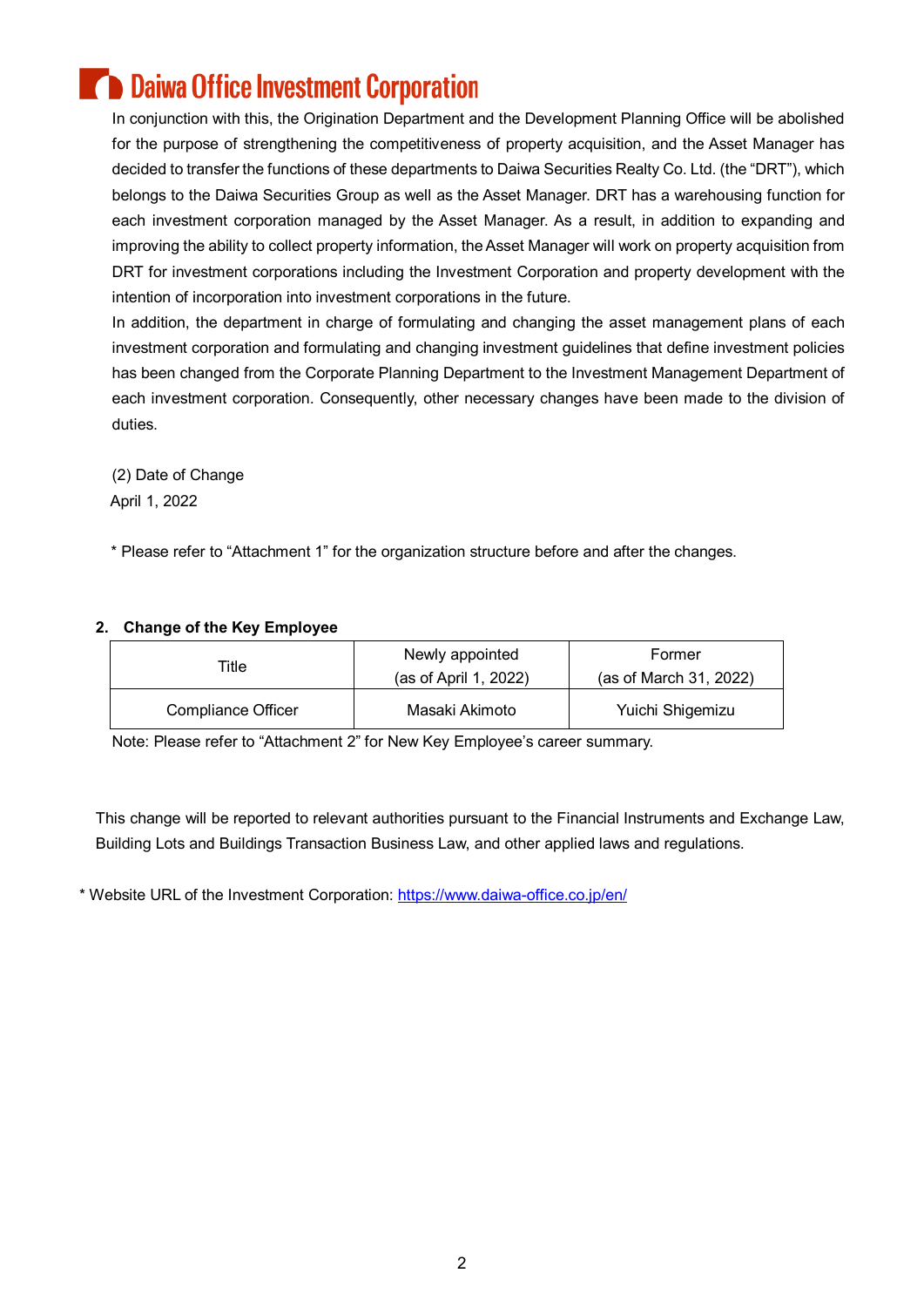In conjunction with this, the Origination Department and the Development Planning Office will be abolished for the purpose of strengthening the competitiveness of property acquisition, and the Asset Manager has decided to transfer the functions of these departments to Daiwa Securities Realty Co. Ltd. (the "DRT"), which belongs to the Daiwa Securities Group as well as the Asset Manager. DRT has a warehousing function for each investment corporation managed by the Asset Manager. As a result, in addition to expanding and improving the ability to collect property information, the Asset Manager will work on property acquisition from DRT for investment corporations including the Investment Corporation and property development with the intention of incorporation into investment corporations in the future.

In addition, the department in charge of formulating and changing the asset management plans of each investment corporation and formulating and changing investment guidelines that define investment policies has been changed from the Corporate Planning Department to the Investment Management Department of each investment corporation. Consequently, other necessary changes have been made to the division of duties.

(2) Date of Change

April 1, 2022

* Please refer to "Attachment 1" for the organization structure before and after the changes.

**2. Change of the Key Employee**

| Title | Newly appointed (as of April 1, 2022) | Former (as of March 31, 2022) |
|---|---|---|
| Compliance Officer | Masaki Akimoto | Yuichi Shigemizu |

Note: Please refer to "Attachment 2" for New Key Employee's career summary.

This change will be reported to relevant authorities pursuant to the Financial Instruments and Exchange Law, Building Lots and Buildings Transaction Business Law, and other applied laws and regulations.

* Website URL of the Investment Corporation: https://www.daiwa-office.co.jp/en/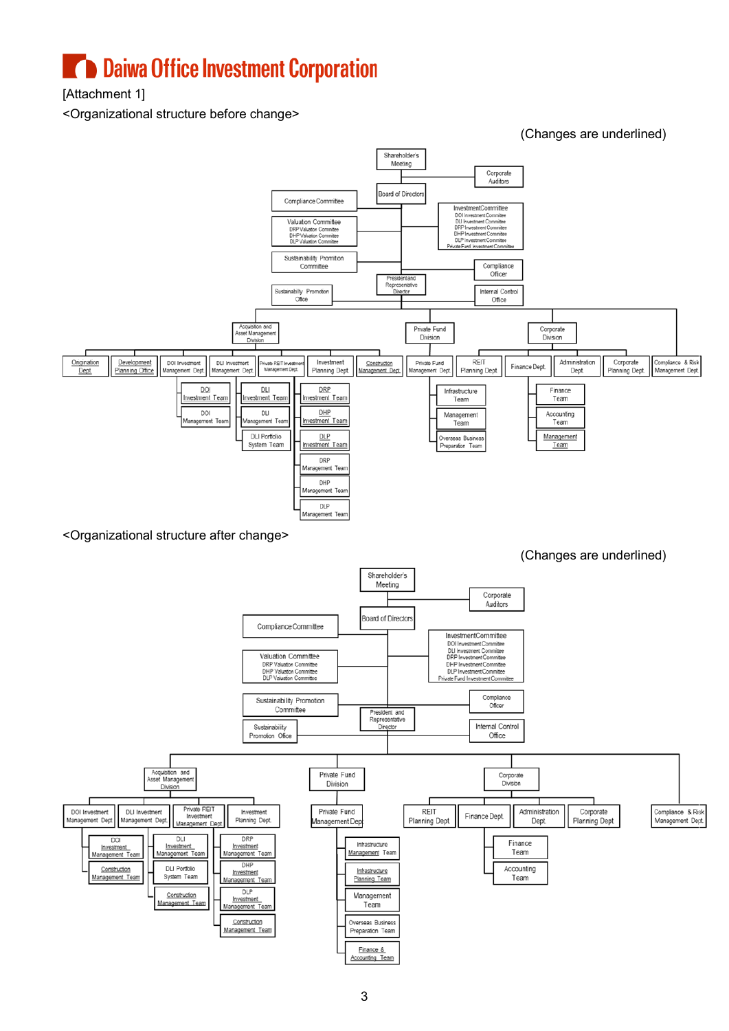# Daiwa Office Investment Corporation

[Attachment 1]

<Organizational structure before change>

(Changes are underlined)

Shareholder's Meeting

Corporate Auditors

Board of Directors

Compliance Committee

Valuation Committee
DRP Valuation Committee
DHP Valuation Committee
DLP Valuation Committee

Investment Committee
DOI Investment Committee
DLI Investment Committee
DRP Investment Committee
DHP Investment Committee
DLP Investment Committee
Private Fund Investment Committee

Sustainability Promotion Committee

Compliance Officer

President and Representative Director

Sustainability Promotion Office

Internal Control Office

Acquisition and Asset Management Division

Private Fund Division

Corporate Division

Origination Dept

Development Planning Office

DOI Investment Management Dept.

DLI Investment Management Dept.

Private REIT Investment Management Dept.

Investment Planning Dept.

Construction Management Dept.

Private Fund Management Dept.

REIT Planning Dept.

Finance Dept.

Administration Dept.

Corporate Planning Dept.

Compliance & Risk Management Dept.

DOI Investment Team

DOI Management Team

DLI Investment Team

DLI Management Team

DLI Portfolio System Team

DRP Investment Team

DHP Investment Team

DLP Investment Team

DRP Management Team

DHP Management Team

DLP Management Team

Infrastructure Team

Management Team

Overseas Business Preparation Team

Finance Team

Accounting Team

Management Team

<Organizational structure after change>

(Changes are underlined)

Shareholder's Meeting

Corporate Auditors

Board of Directors

Compliance Committee

Valuation Committee
DRP Valuation Committee
DHP Valuation Committee
DLP Valuation Committee

Investment Committee
DOI Investment Committee
DLI Investment Committee
DRP Investment Committee
DHP Investment Committee
DLP Investment Committee
Private Fund Investment Committee

Sustainability Promotion Committee

Compliance Officer

President and Representative Director

Sustainability Promotion Office

Internal Control Office

Acquisition and Asset Management Division

Private Fund Division

Corporate Division

DOI Investment Management Dept

DLI Investment Management Dept.

Private REIT Investment Management Dept.

Investment Planning Dept.

Private Fund Management Dept.

REIT Planning Dept.

Finance Dept.

Administration Dept.

Corporate Planning Dept.

Compliance & Risk Management Dept.

DOI Investment Management Team

Construction Management Team

DLI Investment Management Team

DLI Portfolio System Team

Construction Management Team

DRP Investment Management Team

DHP Investment Management Team

DLP Investment Management Team

Construction Management Team

Infrastructure Management Team

Infrastructure Planning Team

Management Team

Overseas Business Preparation Team

Finance & Accounting Team

Finance Team

Accounting Team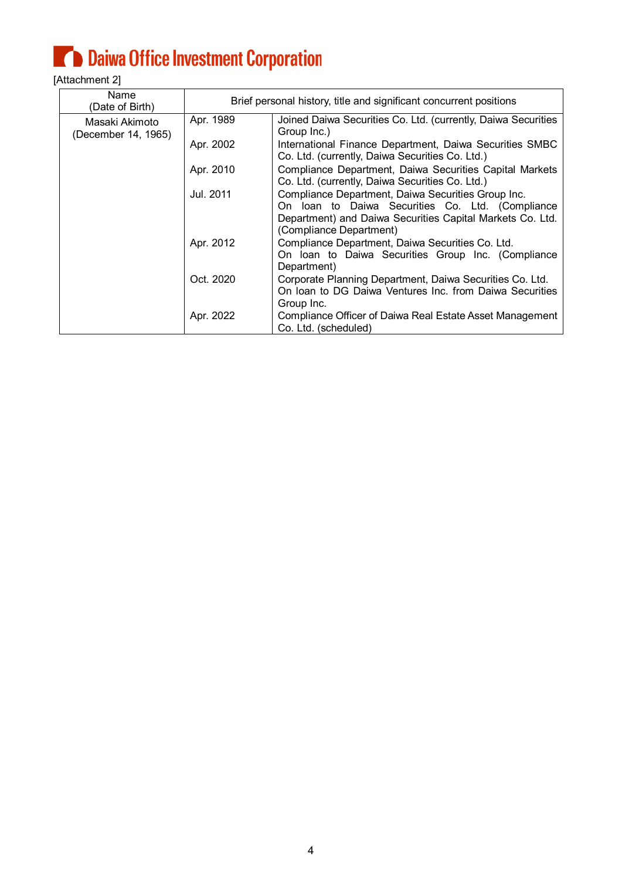[Attachment 2]

| Name<br>(Date of Birth) | Brief personal history, title and significant concurrent positions | |
|---|---|---|
| Masaki Akimoto<br>(December 14, 1965) | Apr. 1989 | Joined Daiwa Securities Co. Ltd. (currently, Daiwa Securities Group Inc.) |
| | Apr. 2002 | International Finance Department, Daiwa Securities SMBC Co. Ltd. (currently, Daiwa Securities Co. Ltd.) |
| | Apr. 2010 | Compliance Department, Daiwa Securities Capital Markets Co. Ltd. (currently, Daiwa Securities Co. Ltd.) |
| | Jul. 2011 | Compliance Department, Daiwa Securities Group Inc.<br>On loan to Daiwa Securities Co. Ltd. (Compliance Department) and Daiwa Securities Capital Markets Co. Ltd. (Compliance Department) |
| | Apr. 2012 | Compliance Department, Daiwa Securities Co. Ltd.<br>On loan to Daiwa Securities Group Inc. (Compliance Department) |
| | Oct. 2020 | Corporate Planning Department, Daiwa Securities Co. Ltd.<br>On loan to DG Daiwa Ventures Inc. from Daiwa Securities Group Inc. |
| | Apr. 2022 | Compliance Officer of Daiwa Real Estate Asset Management Co. Ltd. (scheduled) |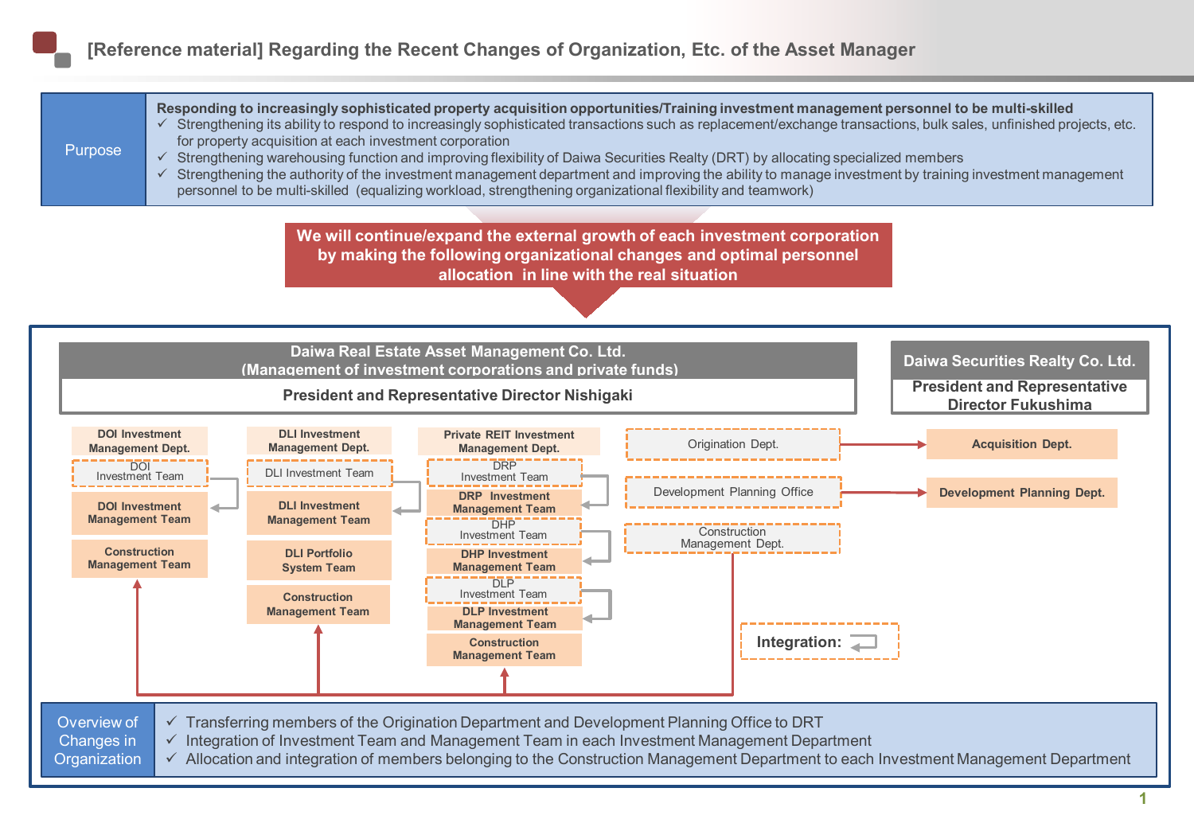# [Reference material] Regarding the Recent Changes of Organization, Etc. of the Asset Manager

**Purpose**

**Responding to increasingly sophisticated property acquisition opportunities/Training investment management personnel to be multi-skilled**

- ✓ Strengthening its ability to respond to increasingly sophisticated transactions such as replacement/exchange transactions, bulk sales, unfinished projects, etc. for property acquisition at each investment corporation
- ✓ Strengthening warehousing function and improving flexibility of Daiwa Securities Realty (DRT) by allocating specialized members
- ✓ Strengthening the authority of the investment management department and improving the ability to manage investment by training investment management personnel to be multi-skilled (equalizing workload, strengthening organizational flexibility and teamwork)

**We will continue/expand the external growth of each investment corporation by making the following organizational changes and optimal personnel allocation in line with the real situation**

**Daiwa Real Estate Asset Management Co. Ltd.**
**(Management of investment corporations and private funds)**
**President and Representative Director Nishigaki**

**Daiwa Securities Realty Co. Ltd.**
**President and Representative Director Fukushima**

**DOI Investment Management Dept.**
DOI Investment Team
DOI Investment Management Team
Construction Management Team

**DLI Investment Management Dept.**
DLI Investment Team
DLI Investment Management Team
DLI Portfolio System Team
Construction Management Team

**Private REIT Investment Management Dept.**
DRP Investment Team
DRP Investment Management Team
DHP Investment Team
DHP Investment Management Team
DLP Investment Team
DLP Investment Management Team
Construction Management Team

Origination Dept. → Acquisition Dept.
Development Planning Office → Development Planning Dept.
Construction Management Dept.

Integration: ↵

**Overview of Changes in Organization**

- ✓ Transferring members of the Origination Department and Development Planning Office to DRT
- ✓ Integration of Investment Team and Management Team in each Investment Management Department
- ✓ Allocation and integration of members belonging to the Construction Management Department to each Investment Management Department